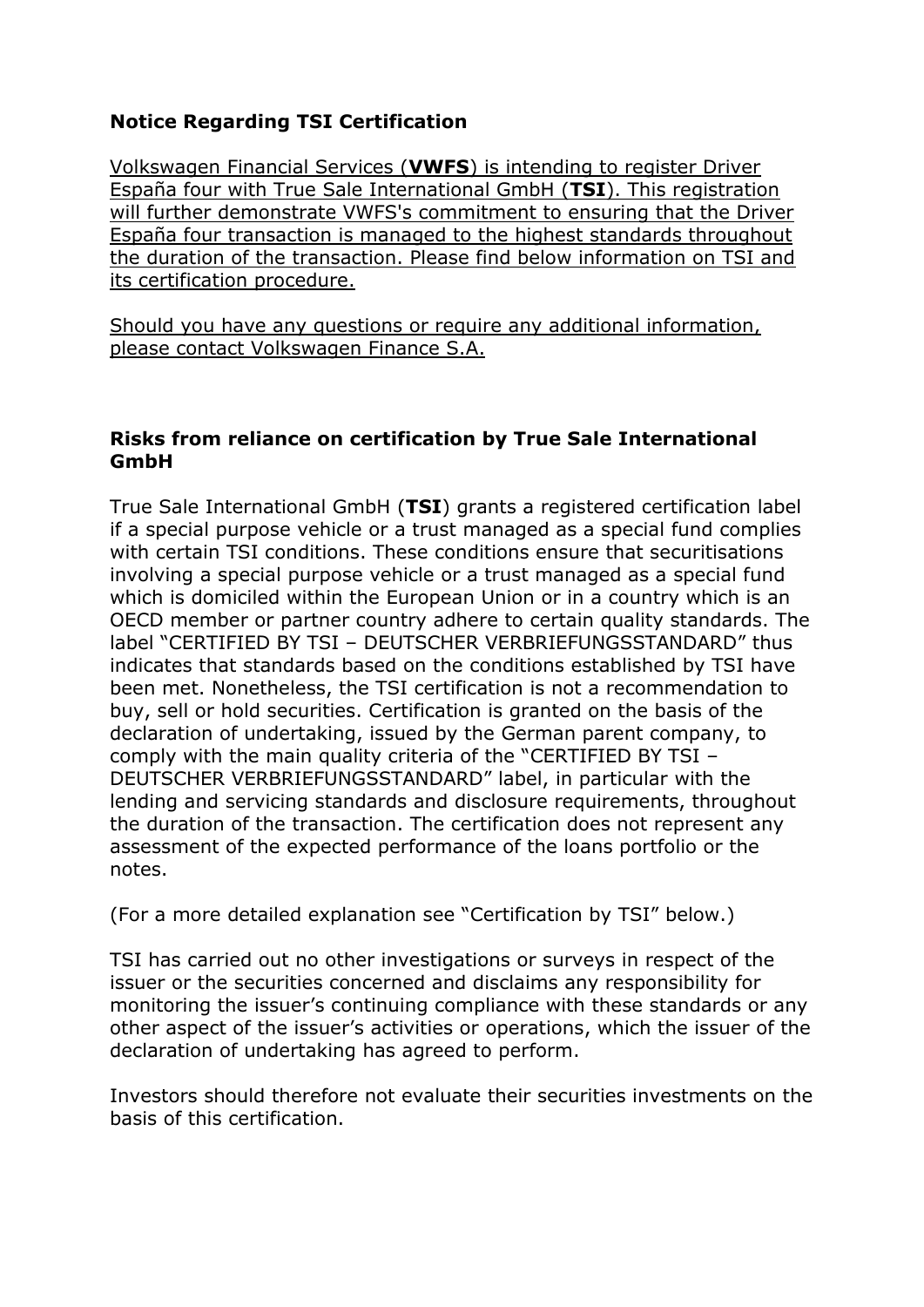**Notice Regarding TSI Certification**

Volkswagen Financial Services (**VWFS**) is intending to register Driver España four with True Sale International GmbH (**TSI**). This registration will further demonstrate VWFS's commitment to ensuring that the Driver España four transaction is managed to the highest standards throughout the duration of the transaction. Please find below information on TSI and its certification procedure.

Should you have any questions or require any additional information, please contact Volkswagen Finance S.A.

**Risks from reliance on certification by True Sale International GmbH**

True Sale International GmbH (**TSI**) grants a registered certification label if a special purpose vehicle or a trust managed as a special fund complies with certain TSI conditions. These conditions ensure that securitisations involving a special purpose vehicle or a trust managed as a special fund which is domiciled within the European Union or in a country which is an OECD member or partner country adhere to certain quality standards. The label "CERTIFIED BY TSI – DEUTSCHER VERBRIEFUNGSSTANDARD" thus indicates that standards based on the conditions established by TSI have been met. Nonetheless, the TSI certification is not a recommendation to buy, sell or hold securities. Certification is granted on the basis of the declaration of undertaking, issued by the German parent company, to comply with the main quality criteria of the "CERTIFIED BY TSI – DEUTSCHER VERBRIEFUNGSSTANDARD" label, in particular with the lending and servicing standards and disclosure requirements, throughout the duration of the transaction. The certification does not represent any assessment of the expected performance of the loans portfolio or the notes.

(For a more detailed explanation see "Certification by TSI" below.)

TSI has carried out no other investigations or surveys in respect of the issuer or the securities concerned and disclaims any responsibility for monitoring the issuer's continuing compliance with these standards or any other aspect of the issuer's activities or operations, which the issuer of the declaration of undertaking has agreed to perform.

Investors should therefore not evaluate their securities investments on the basis of this certification.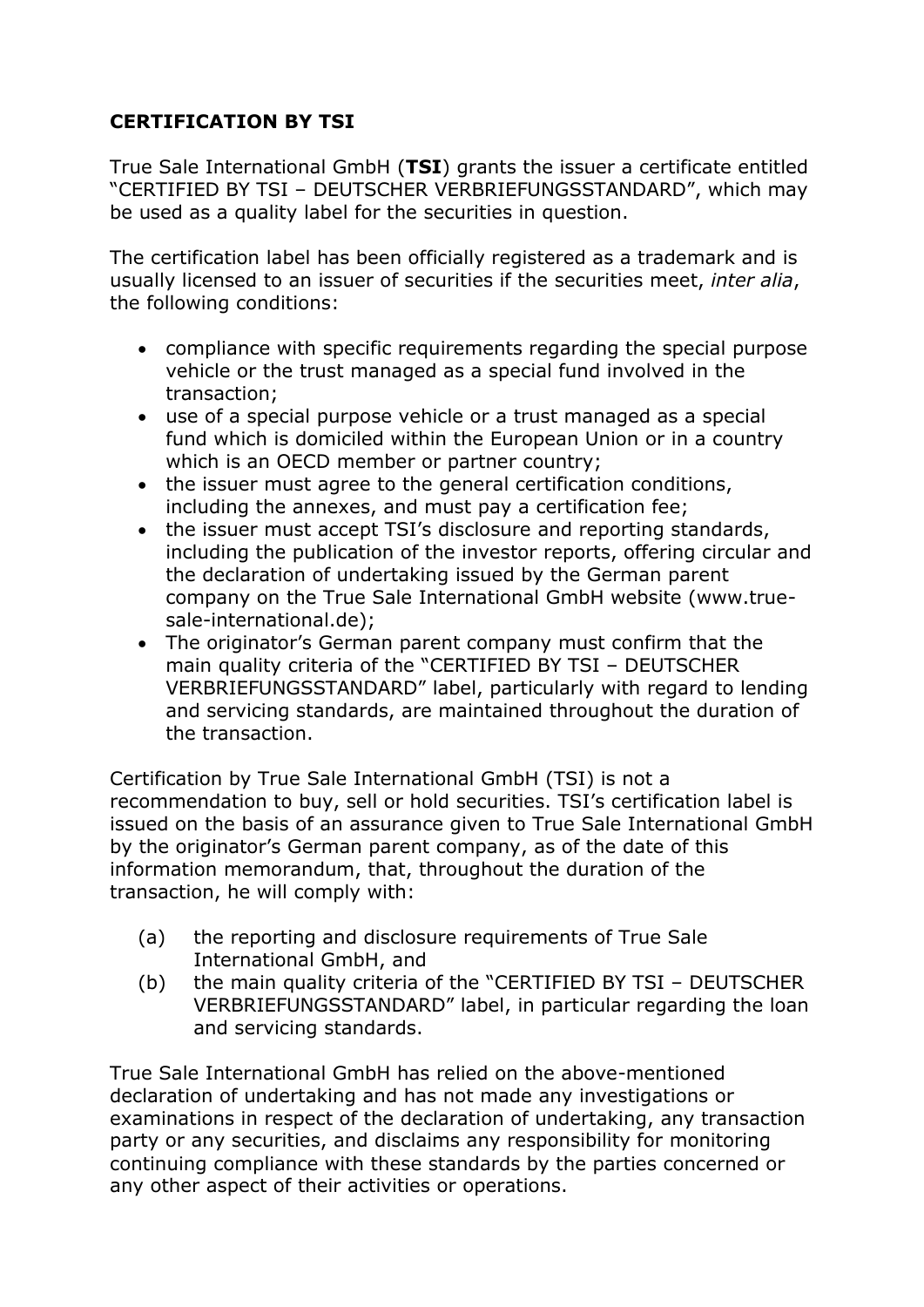**CERTIFICATION BY TSI**

True Sale International GmbH (**TSI**) grants the issuer a certificate entitled "CERTIFIED BY TSI – DEUTSCHER VERBRIEFUNGSSTANDARD", which may be used as a quality label for the securities in question.

The certification label has been officially registered as a trademark and is usually licensed to an issuer of securities if the securities meet, *inter alia*, the following conditions:

- compliance with specific requirements regarding the special purpose vehicle or the trust managed as a special fund involved in the transaction;
- use of a special purpose vehicle or a trust managed as a special fund which is domiciled within the European Union or in a country which is an OECD member or partner country;
- the issuer must agree to the general certification conditions, including the annexes, and must pay a certification fee;
- the issuer must accept TSI's disclosure and reporting standards, including the publication of the investor reports, offering circular and the declaration of undertaking issued by the German parent company on the True Sale International GmbH website (www.true-sale-international.de);
- The originator's German parent company must confirm that the main quality criteria of the "CERTIFIED BY TSI – DEUTSCHER VERBRIEFUNGSSTANDARD" label, particularly with regard to lending and servicing standards, are maintained throughout the duration of the transaction.

Certification by True Sale International GmbH (TSI) is not a recommendation to buy, sell or hold securities. TSI's certification label is issued on the basis of an assurance given to True Sale International GmbH by the originator's German parent company, as of the date of this information memorandum, that, throughout the duration of the transaction, he will comply with:

(a) the reporting and disclosure requirements of True Sale International GmbH, and

(b) the main quality criteria of the "CERTIFIED BY TSI – DEUTSCHER VERBRIEFUNGSSTANDARD" label, in particular regarding the loan and servicing standards.

True Sale International GmbH has relied on the above-mentioned declaration of undertaking and has not made any investigations or examinations in respect of the declaration of undertaking, any transaction party or any securities, and disclaims any responsibility for monitoring continuing compliance with these standards by the parties concerned or any other aspect of their activities or operations.